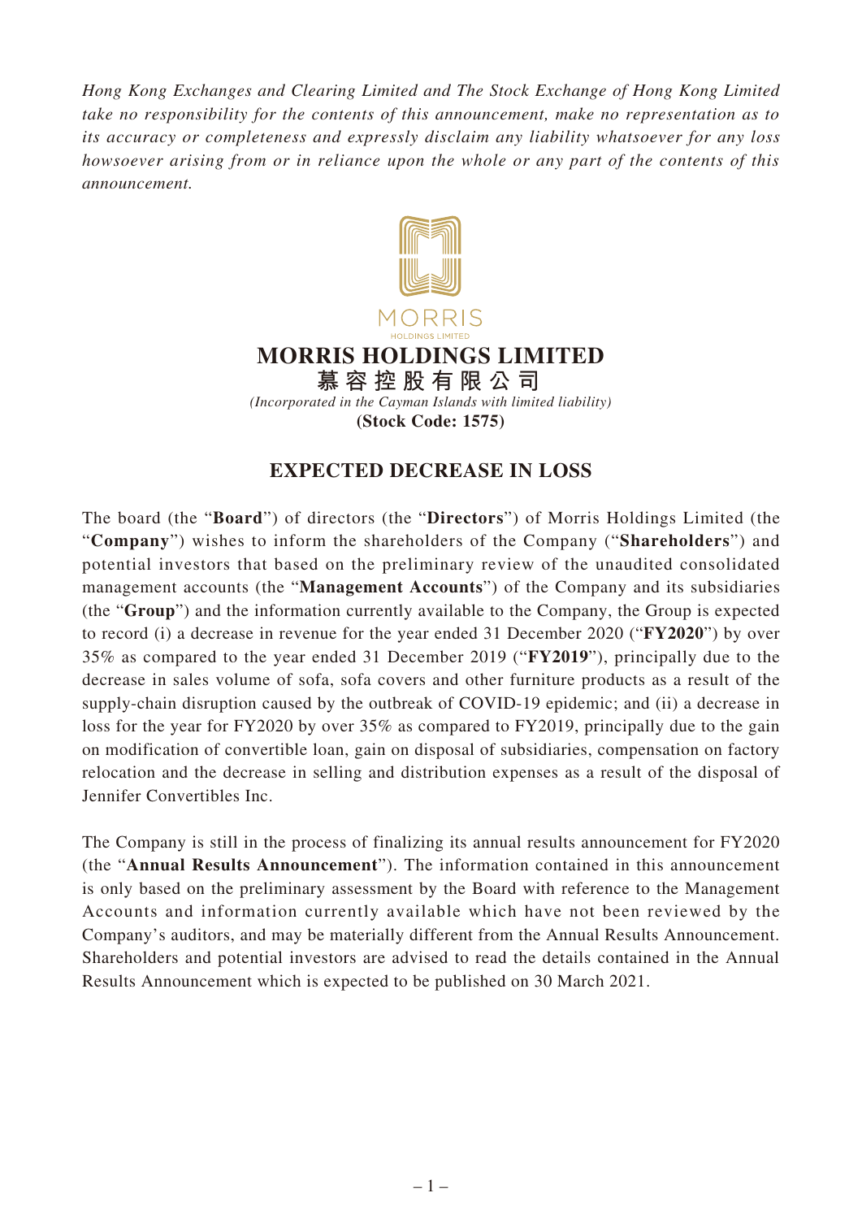*Hong Kong Exchanges and Clearing Limited and The Stock Exchange of Hong Kong Limited take no responsibility for the contents of this announcement, make no representation as to its accuracy or completeness and expressly disclaim any liability whatsoever for any loss howsoever arising from or in reliance upon the whole or any part of the contents of this announcement.*

# MORRIS HOLDINGS LIMITED

**慕容控股有限公司**

*(Incorporated in the Cayman Islands with limited liability)*

**(Stock Code: 1575)**

## EXPECTED DECREASE IN LOSS

The board (the "**Board**") of directors (the "**Directors**") of Morris Holdings Limited (the "**Company**") wishes to inform the shareholders of the Company ("**Shareholders**") and potential investors that based on the preliminary review of the unaudited consolidated management accounts (the "**Management Accounts**") of the Company and its subsidiaries (the "**Group**") and the information currently available to the Company, the Group is expected to record (i) a decrease in revenue for the year ended 31 December 2020 ("**FY2020**") by over 35% as compared to the year ended 31 December 2019 ("**FY2019**"), principally due to the decrease in sales volume of sofa, sofa covers and other furniture products as a result of the supply-chain disruption caused by the outbreak of COVID-19 epidemic; and (ii) a decrease in loss for the year for FY2020 by over 35% as compared to FY2019, principally due to the gain on modification of convertible loan, gain on disposal of subsidiaries, compensation on factory relocation and the decrease in selling and distribution expenses as a result of the disposal of Jennifer Convertibles Inc.

The Company is still in the process of finalizing its annual results announcement for FY2020 (the "**Annual Results Announcement**"). The information contained in this announcement is only based on the preliminary assessment by the Board with reference to the Management Accounts and information currently available which have not been reviewed by the Company's auditors, and may be materially different from the Annual Results Announcement. Shareholders and potential investors are advised to read the details contained in the Annual Results Announcement which is expected to be published on 30 March 2021.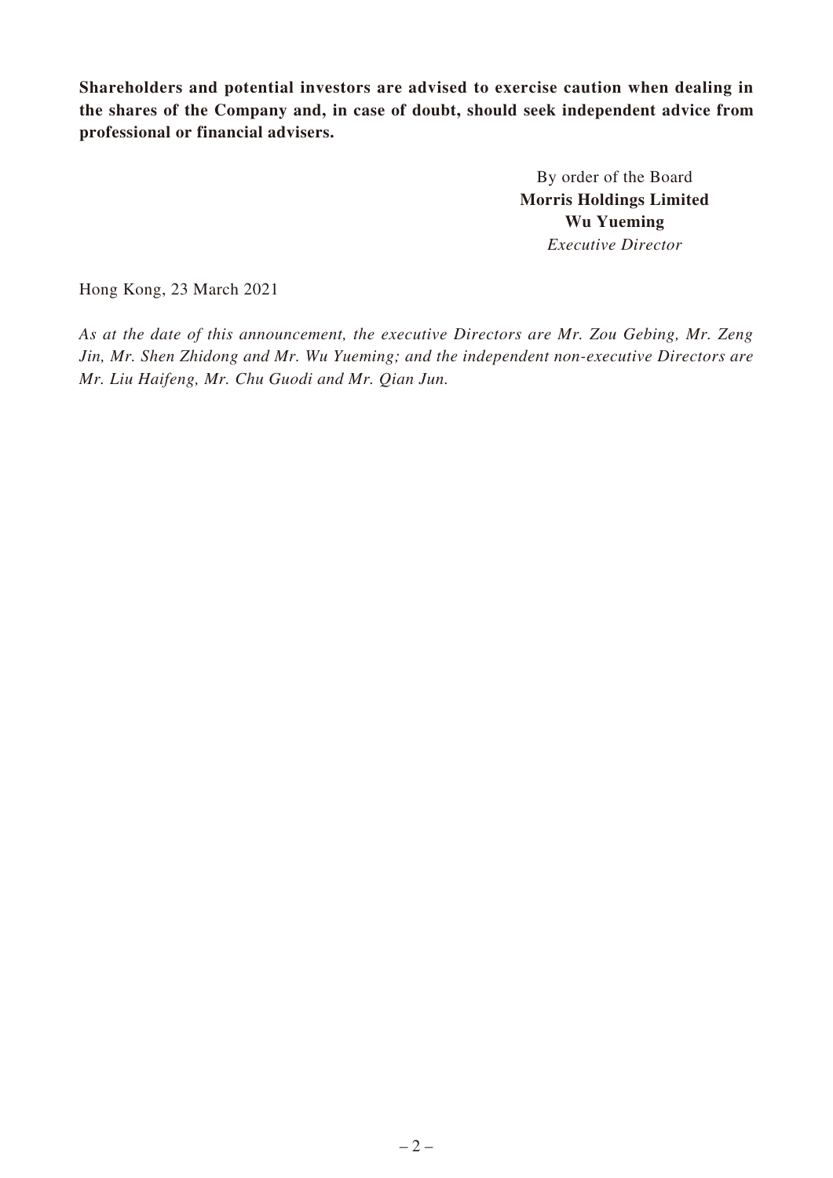**Shareholders and potential investors are advised to exercise caution when dealing in the shares of the Company and, in case of doubt, should seek independent advice from professional or financial advisers.**

By order of the Board
**Morris Holdings Limited**
**Wu Yueming**
*Executive Director*

Hong Kong, 23 March 2021

*As at the date of this announcement, the executive Directors are Mr. Zou Gebing, Mr. Zeng Jin, Mr. Shen Zhidong and Mr. Wu Yueming; and the independent non-executive Directors are Mr. Liu Haifeng, Mr. Chu Guodi and Mr. Qian Jun.*